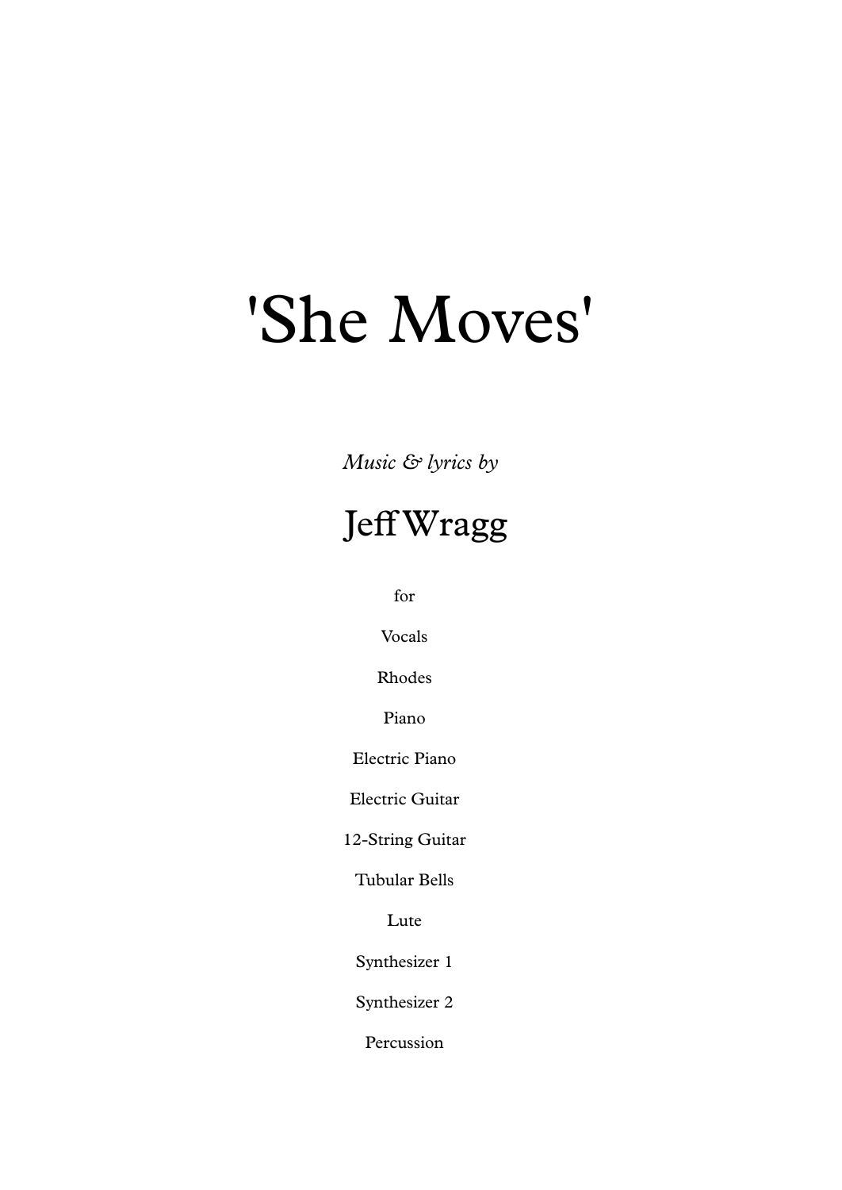# 'She Moves'

*Music & lyrics by*

## Jeff Wragg

for

Vocals

Rhodes

Piano

Electric Piano

Electric Guitar

12-String Guitar

Tubular Bells

Lute

Synthesizer 1

Synthesizer 2

Percussion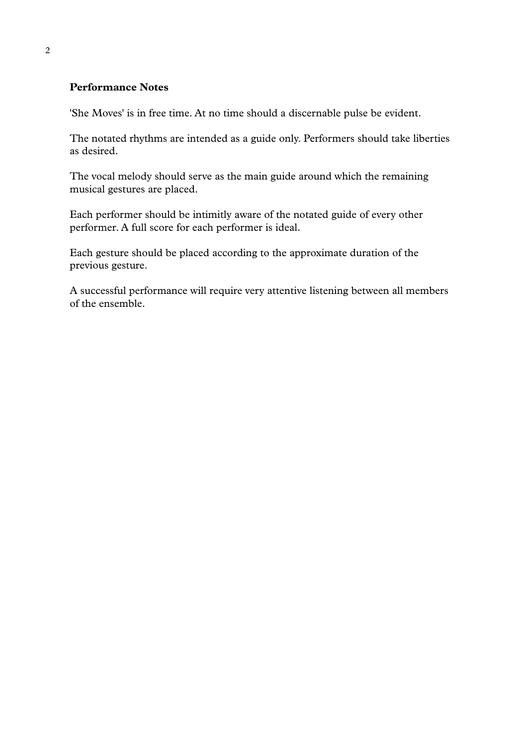**Performance Notes**

'She Moves' is in free time. At no time should a discernable pulse be evident.

The notated rhythms are intended as a guide only. Performers should take liberties as desired.

The vocal melody should serve as the main guide around which the remaining musical gestures are placed.

Each performer should be intimitly aware of the notated guide of every other performer. A full score for each performer is ideal.

Each gesture should be placed according to the approximate duration of the previous gesture.

A successful performance will require very attentive listening between all members of the ensemble.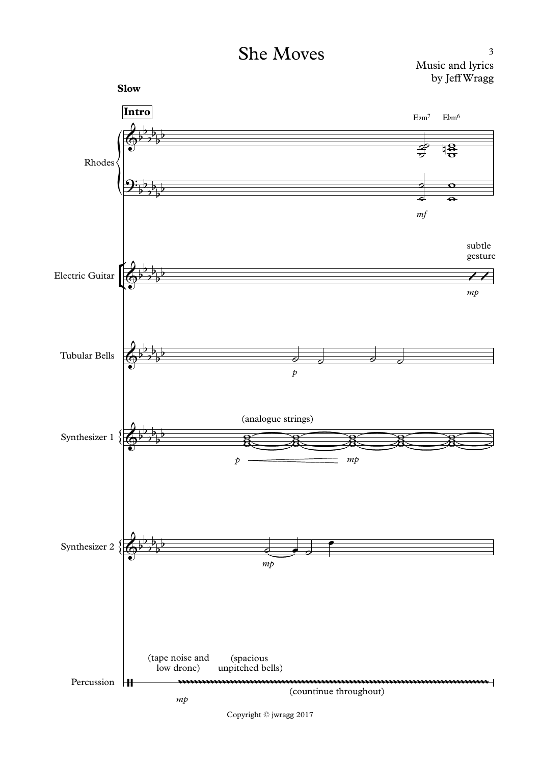# She Moves

Music and lyrics
by Jeff Wragg

**Slow**

**Intro**

Rhodes — E♭m7, E♭m6 — *mf*

Electric Guitar — subtle gesture — *mp*

Tubular Bells — *p*

Synthesizer 1 — (analogue strings) — *p* — *mp*

Synthesizer 2 — *mp*

Percussion — (tape noise and low drone) (spacious unpitched bells) — *mp* — (countinue throughout)

Copyright © jwragg 2017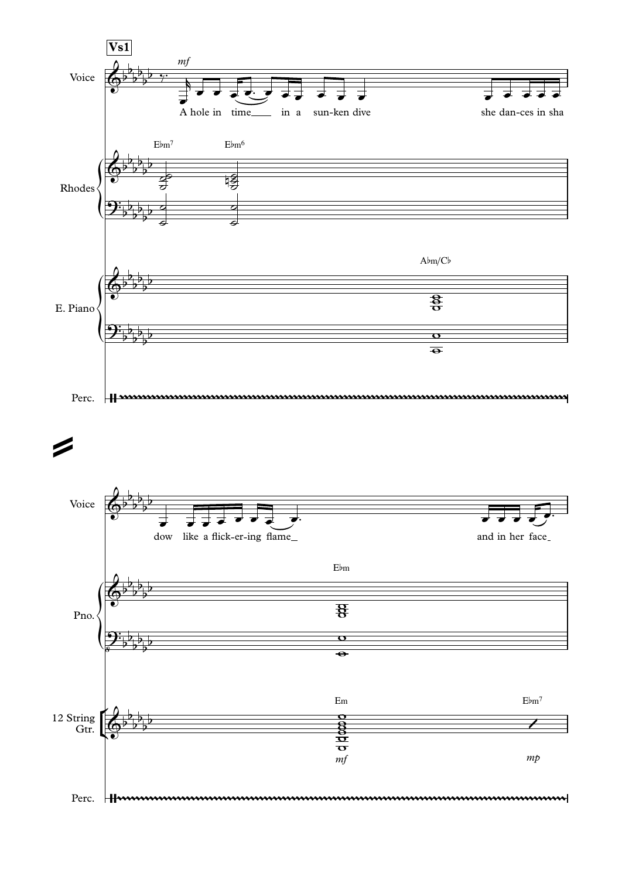**Vs1**

Voice — *mf*

A hole in time__ in a sun-ken dive she dan-ces in sha

Rhodes — E♭m⁷ E♭m⁶

E. Piano — A♭m/C♭

Perc.

Voice

dow like a flick-er-ing flame_ and in her face_

Pno. — E♭m

12 String Gtr. — Em *mf* E♭m⁷ *mp*

Perc.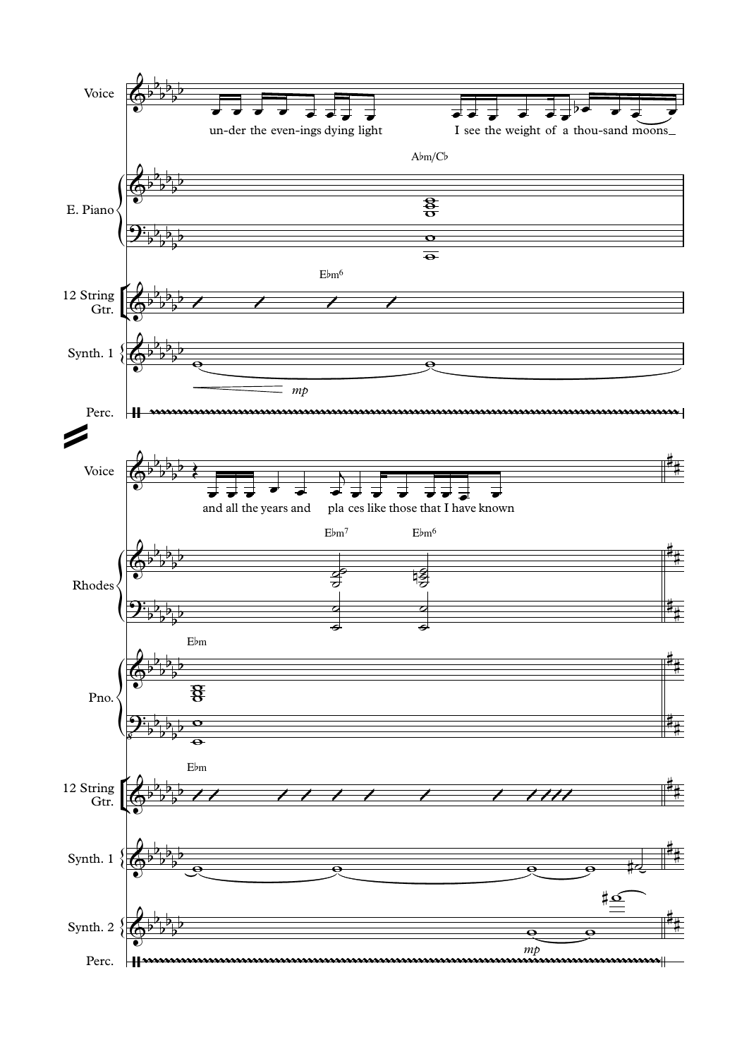Voice

un-der the even-ings dying light I see the weight of a thou-sand moons

E. Piano

A♭m/C♭

12 String Gtr.

E♭m⁶

Synth. 1

*mp*

Perc.

Voice

and all the years and pla ces like those that I have known

Rhodes

E♭m⁷ E♭m⁶

Pno.

E♭m

12 String Gtr.

E♭m

Synth. 1

Synth. 2

*mp*

Perc.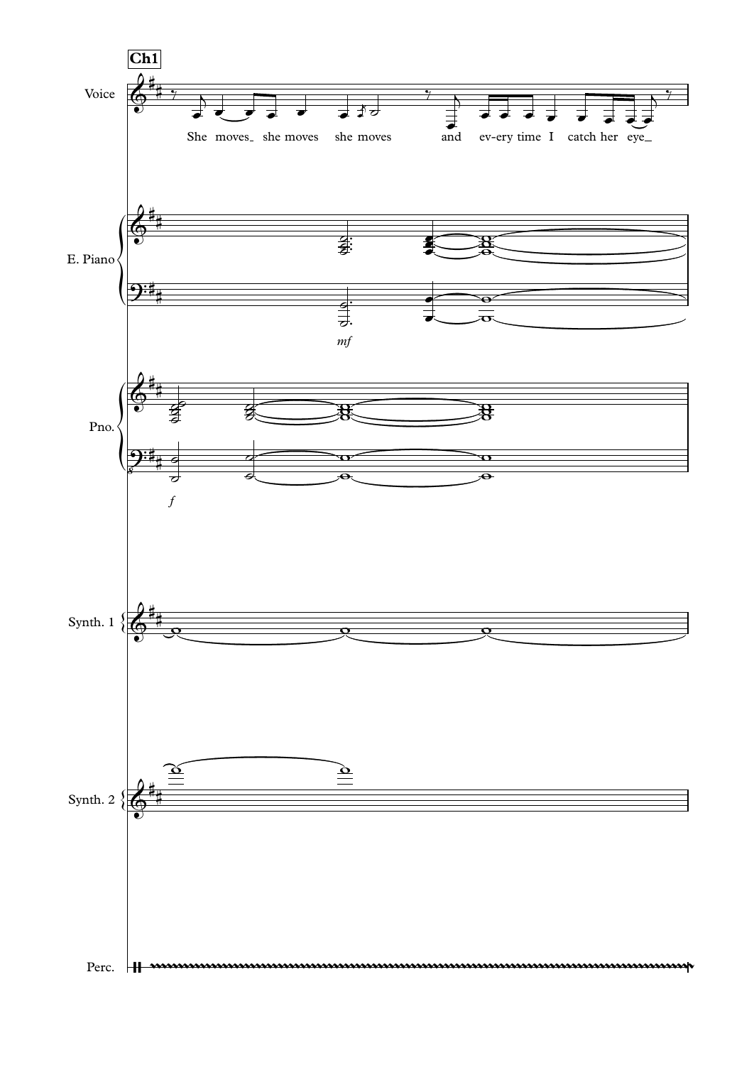**Ch1**

Voice

She moves_ she moves she moves and ev-ery time I catch her eye_

E. Piano

*mf*

Pno.

*f*

Synth. 1

Synth. 2

Perc.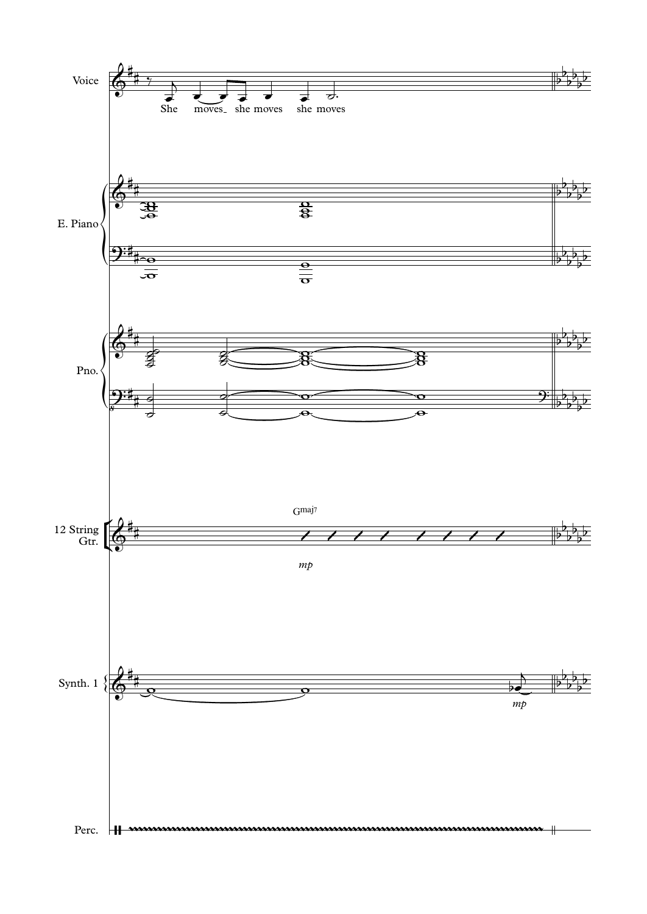Voice

She moves_ she moves she moves

E. Piano

Pno.

12 String Gtr.

Gmaj7

*mp*

Synth. 1

*mp*

Perc.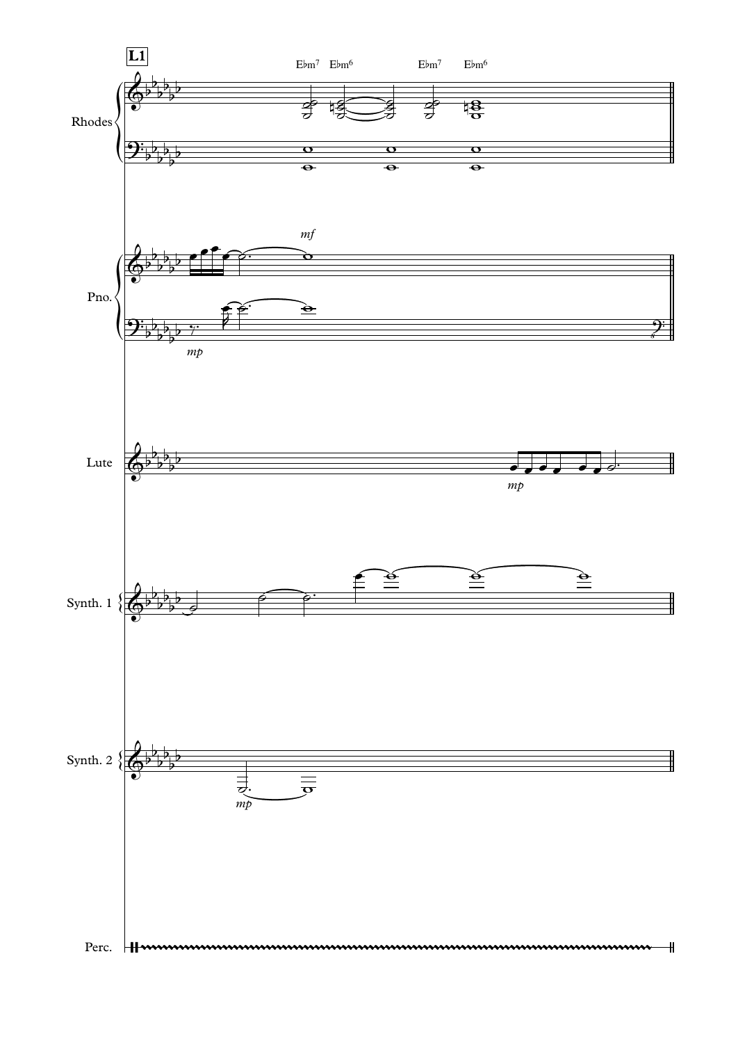**L1**

Rhodes: E♭m7 E♭m6 E♭m7 E♭m6

Rhodes

Pno. *mf* *mp*

Lute *mp*

Synth. 1

Synth. 2 *mp*

Perc.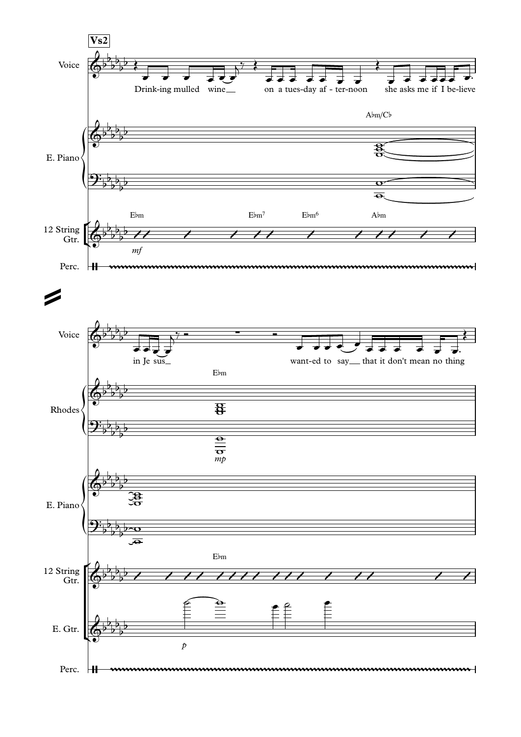**Vs2**

Voice

Drink-ing mulled wine__ on a tues-day af - ter-noon she asks me if I be-lieve

E. Piano

A♭m/C♭

12 String Gtr.

E♭m E♭m7 E♭m6 A♭m

*mf*

Perc.

Voice

in Je sus__ want-ed to say__ that it don't mean no thing

Rhodes

E♭m

*mp*

E. Piano

12 String Gtr.

E♭m

E. Gtr.

*p*

Perc.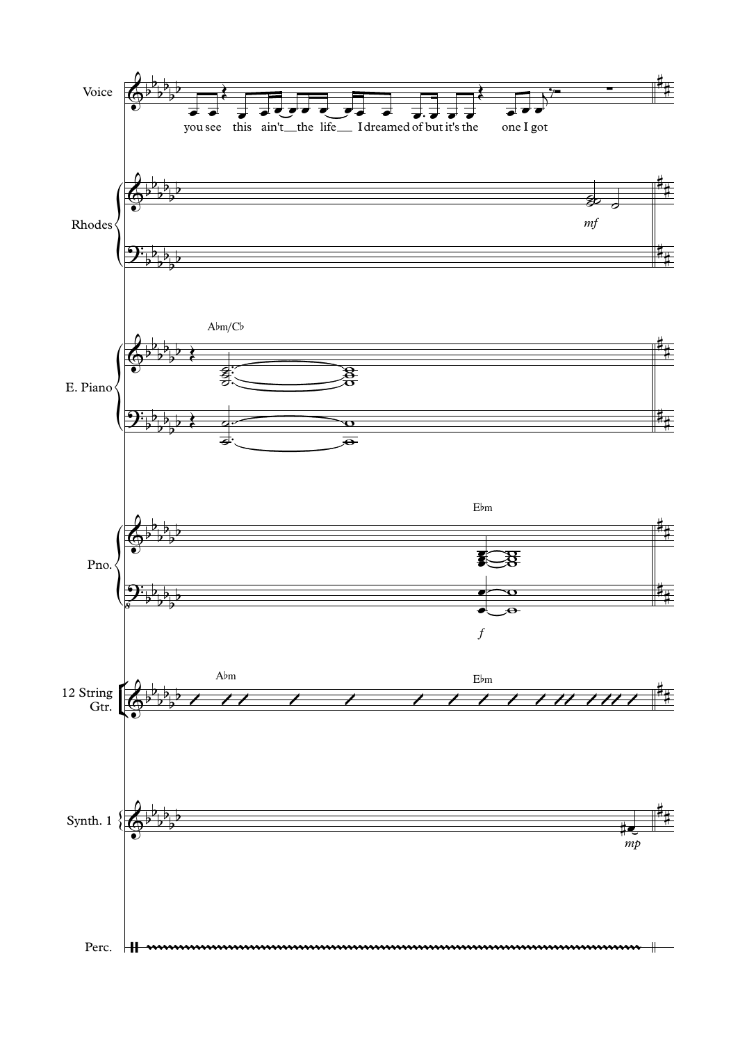Voice

you see this ain't the life I dreamed of but it's the one I got

Rhodes

*mf*

E. Piano

A♭m/C♭

Pno.

E♭m

*f*

12 String Gtr.

A♭m

E♭m

Synth. 1

*mp*

Perc.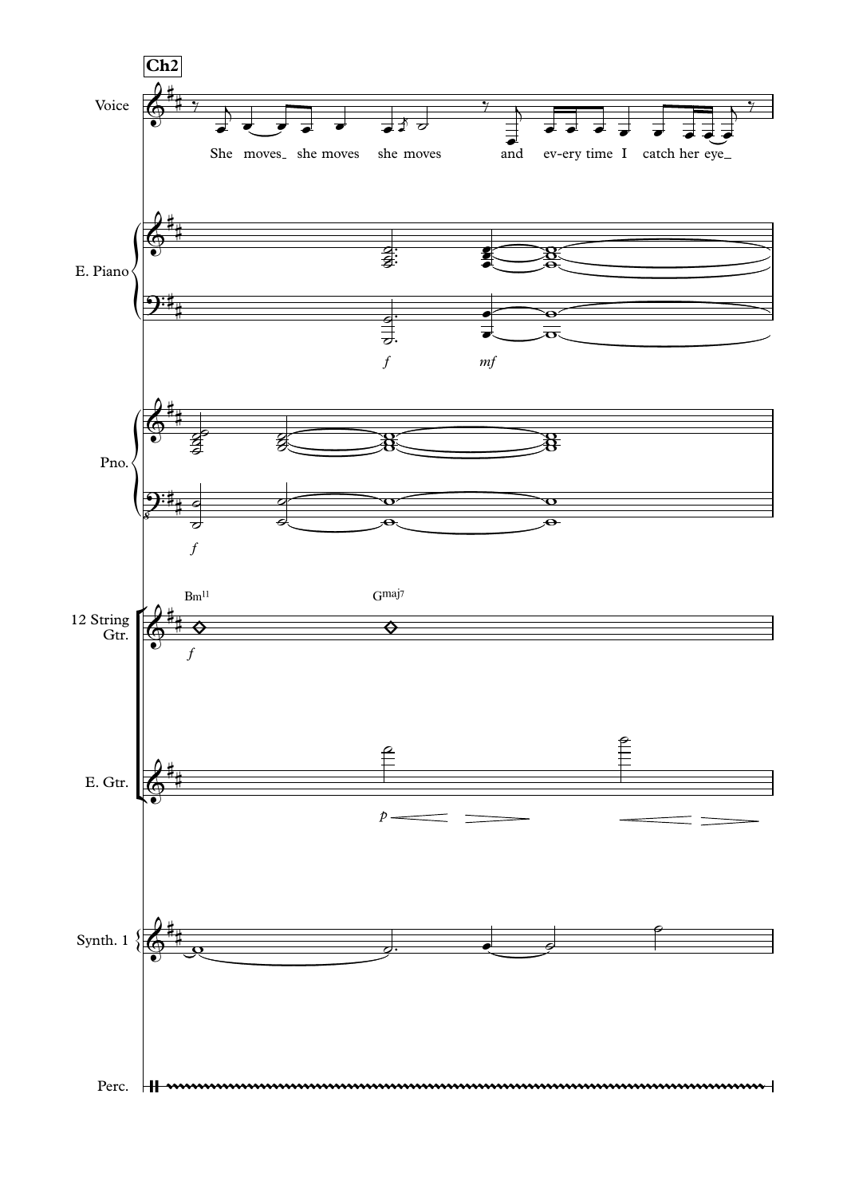**Ch2**

Voice

She moves_ she moves she moves and ev-ery time I catch her eye_

E. Piano

*f* *mf*

Pno.

*f*

Bm[11] G[maj7]

12 String Gtr.

*f*

E. Gtr.

*p*

Synth. 1

Perc.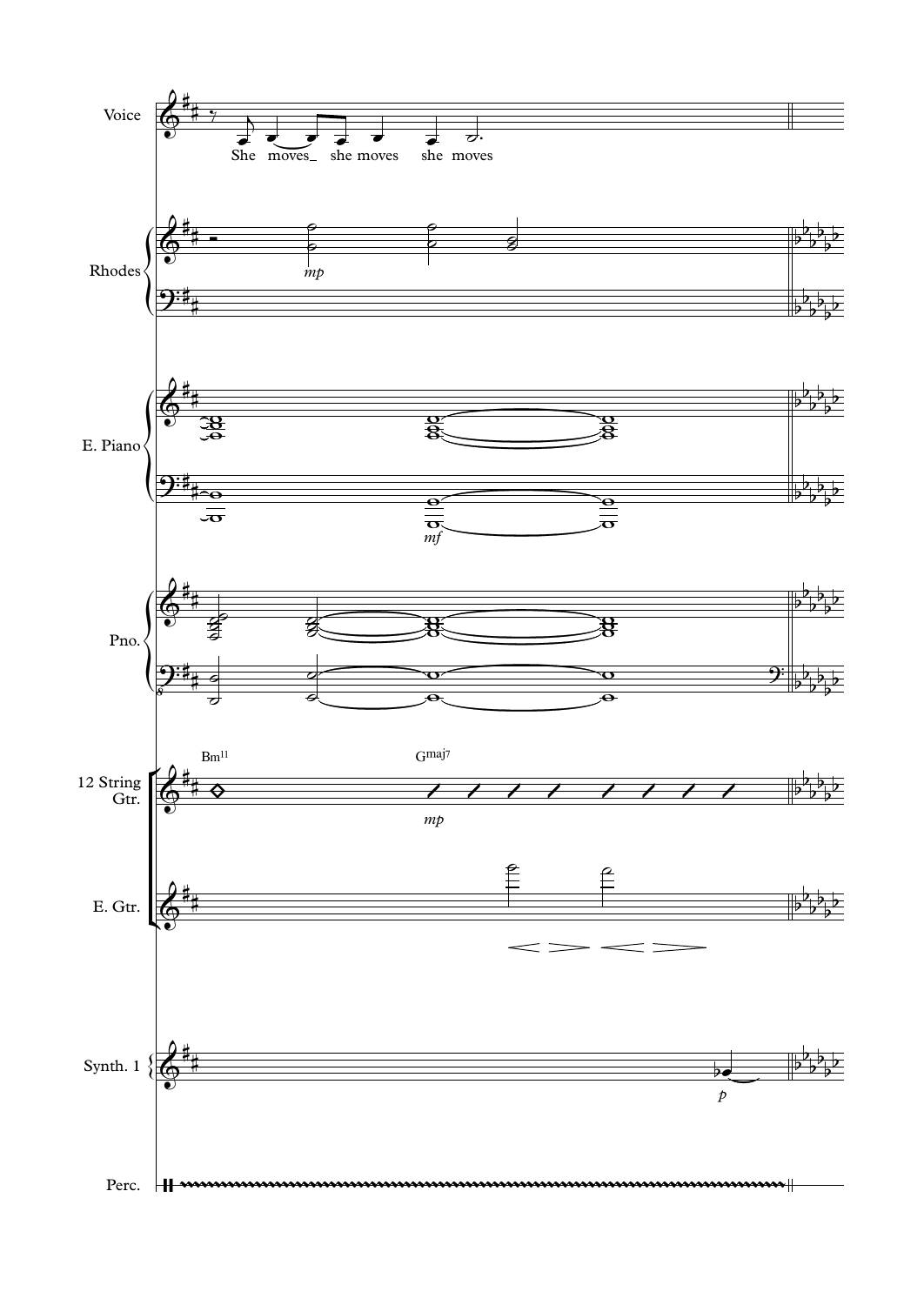Voice

She moves_ she moves she moves

Rhodes

*mp*

E. Piano

*mf*

Pno.

12 String Gtr.

Bm11

Gmaj7

*mp*

E. Gtr.

Synth. 1

*p*

Perc.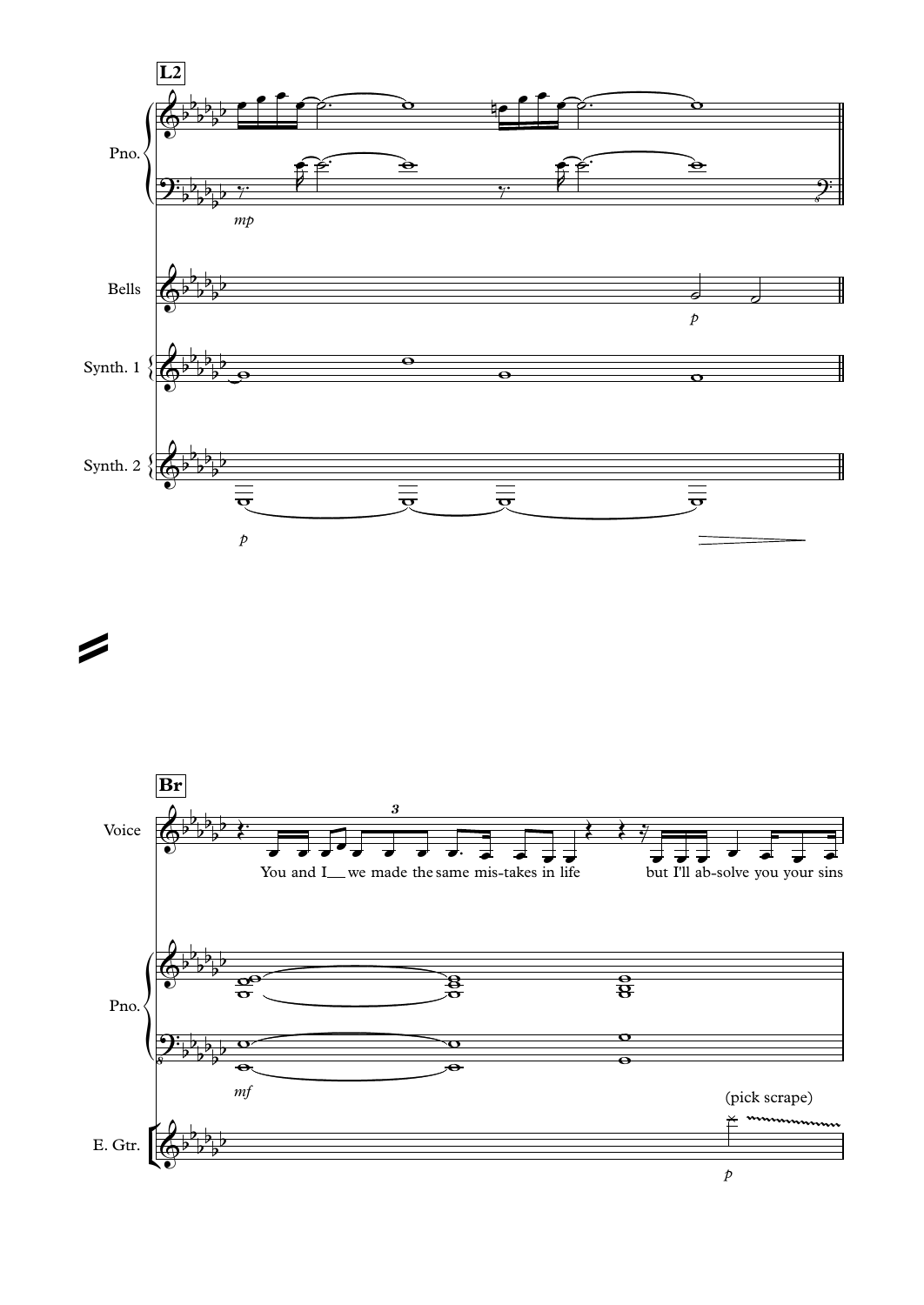**L2**

Pno.

*mp*

Bells

*p*

Synth. 1

Synth. 2

*p*

**Br**

Voice

You and I__ we made the same mis-takes in life but I'll ab-solve you your sins

Pno.

*mf*

E. Gtr.

(pick scrape)

*p*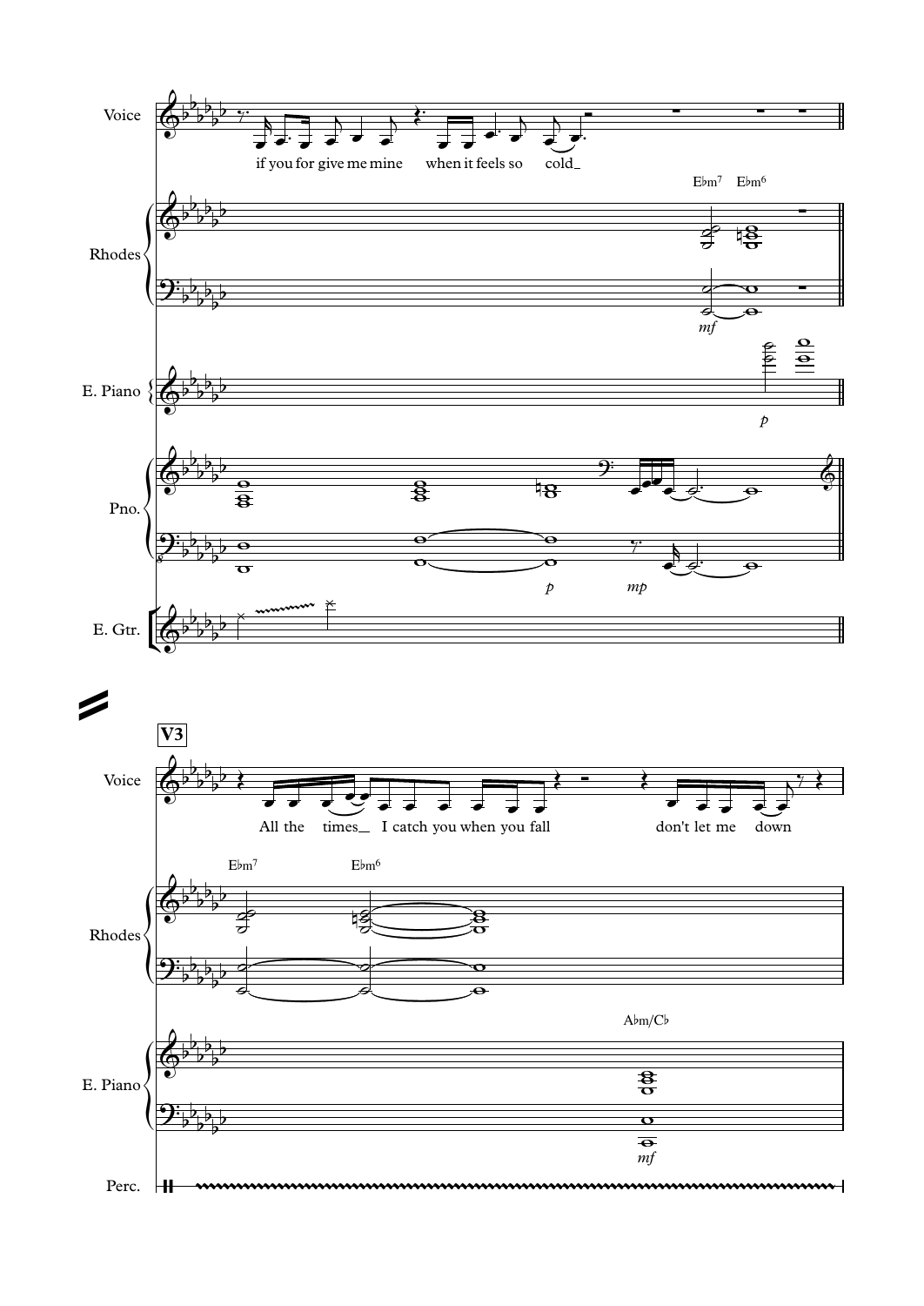Voice

if you for give me mine when it feels so cold

Rhodes

E♭m7 E♭m6

*mf*

E. Piano

*p*

Pno.

*p* *mp*

E. Gtr.

**V3**

Voice

All the times I catch you when you fall don't let me down

Rhodes

E♭m7 E♭m6

E. Piano

A♭m/C♭

*mf*

Perc.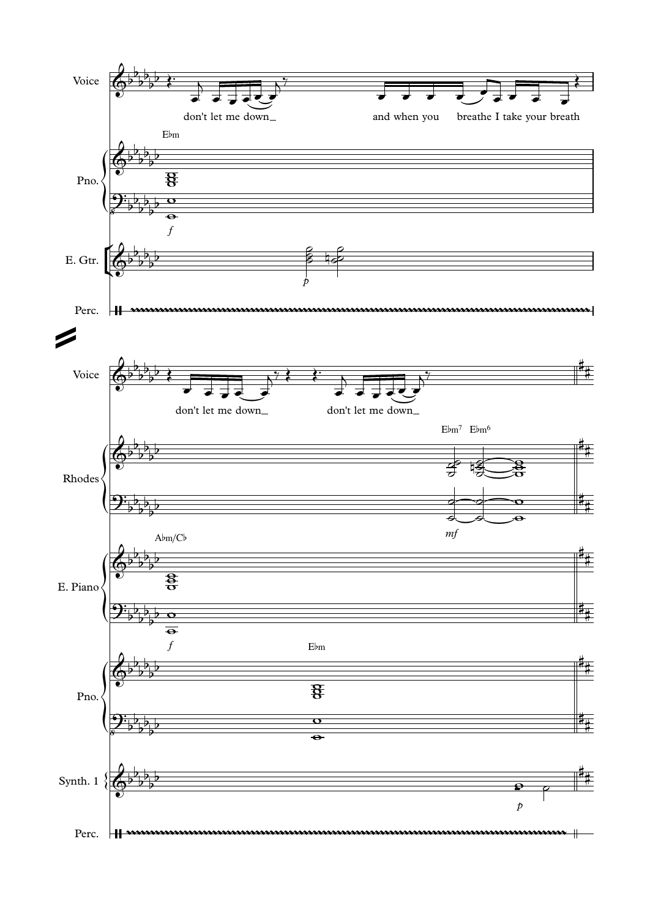Voice

don't let me down_ and when you breathe I take your breath

Pno.

E♭m

*f*

E. Gtr.

*p*

Perc.

Voice

don't let me down_ don't let me down_

Rhodes

E♭m7 E♭m6

*mf*

E. Piano

A♭m/C♭

*f*

Pno.

E♭m

Synth. 1

*p*

Perc.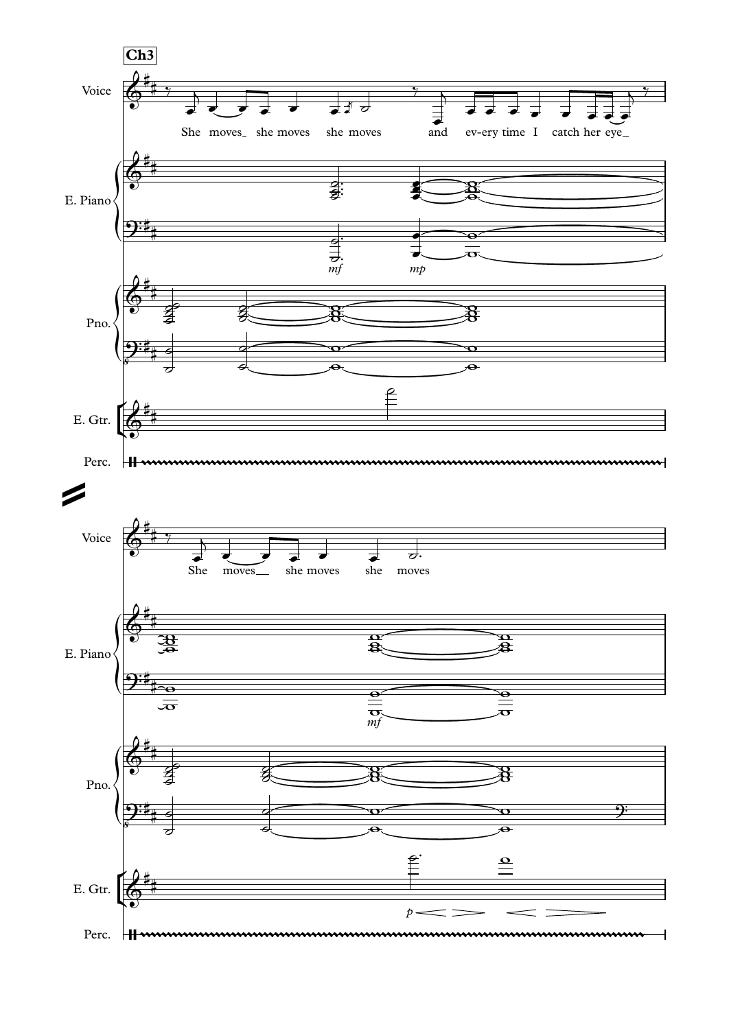**Ch3**

Voice

She moves_ she moves she moves and ev-ery time I catch her eye_

E. Piano

*mf* *mp*

Pno.

E. Gtr.

Perc.

Voice

She moves__ she moves she moves

E. Piano

*mf*

Pno.

E. Gtr.

*p*

Perc.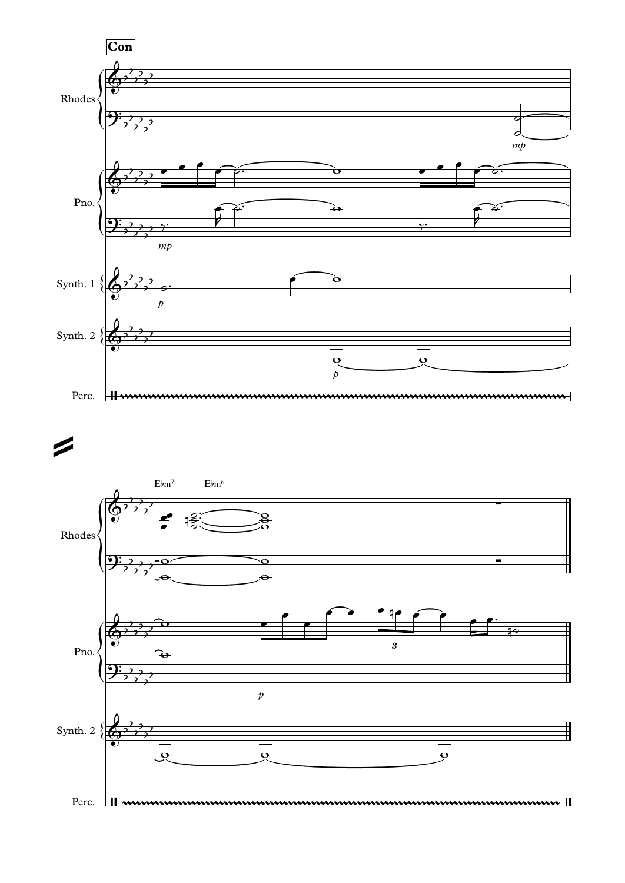**Con**

Rhodes

Pno.

Synth. 1

Synth. 2

Perc.

Rhodes

Pno.

Synth. 2

Perc.